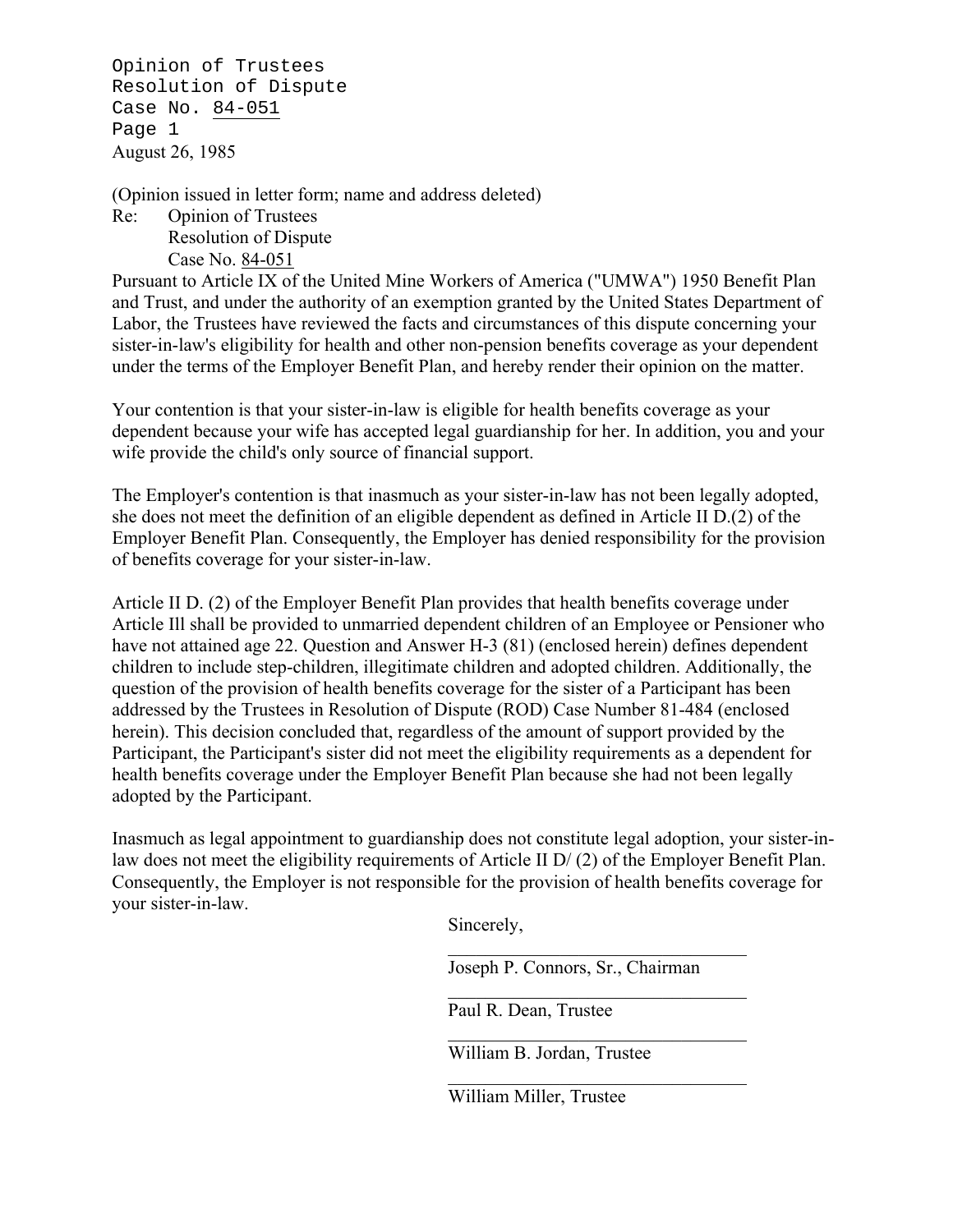Opinion of Trustees
Resolution of Dispute
Case No. 84-051
Page 1
August 26, 1985

(Opinion issued in letter form; name and address deleted)

Re: Opinion of Trustees
Resolution of Dispute
Case No. 84-051

Pursuant to Article IX of the United Mine Workers of America ("UMWA") 1950 Benefit Plan and Trust, and under the authority of an exemption granted by the United States Department of Labor, the Trustees have reviewed the facts and circumstances of this dispute concerning your sister-in-law's eligibility for health and other non-pension benefits coverage as your dependent under the terms of the Employer Benefit Plan, and hereby render their opinion on the matter.

Your contention is that your sister-in-law is eligible for health benefits coverage as your dependent because your wife has accepted legal guardianship for her. In addition, you and your wife provide the child's only source of financial support.

The Employer's contention is that inasmuch as your sister-in-law has not been legally adopted, she does not meet the definition of an eligible dependent as defined in Article II D.(2) of the Employer Benefit Plan. Consequently, the Employer has denied responsibility for the provision of benefits coverage for your sister-in-law.

Article II D. (2) of the Employer Benefit Plan provides that health benefits coverage under Article Ill shall be provided to unmarried dependent children of an Employee or Pensioner who have not attained age 22. Question and Answer H-3 (81) (enclosed herein) defines dependent children to include step-children, illegitimate children and adopted children. Additionally, the question of the provision of health benefits coverage for the sister of a Participant has been addressed by the Trustees in Resolution of Dispute (ROD) Case Number 81-484 (enclosed herein). This decision concluded that, regardless of the amount of support provided by the Participant, the Participant's sister did not meet the eligibility requirements as a dependent for health benefits coverage under the Employer Benefit Plan because she had not been legally adopted by the Participant.

Inasmuch as legal appointment to guardianship does not constitute legal adoption, your sister-in-law does not meet the eligibility requirements of Article II D/ (2) of the Employer Benefit Plan. Consequently, the Employer is not responsible for the provision of health benefits coverage for your sister-in-law.

Sincerely,

Joseph P. Connors, Sr., Chairman

Paul R. Dean, Trustee

William B. Jordan, Trustee

William Miller, Trustee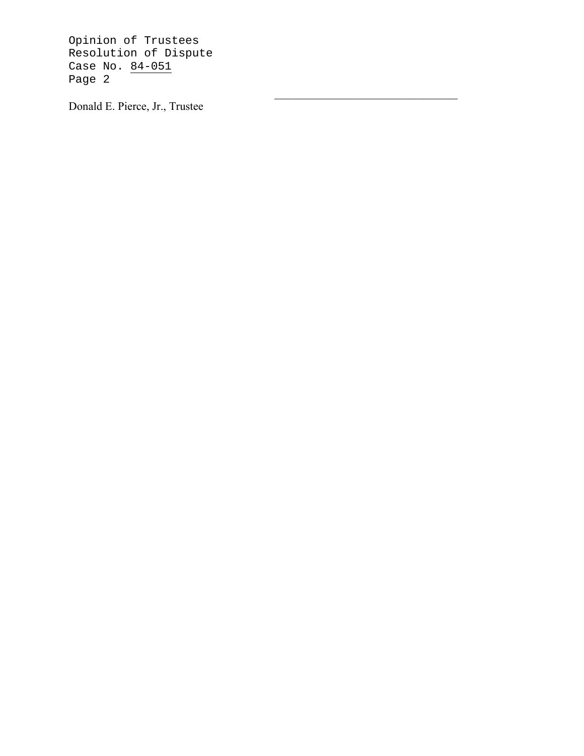Donald E. Pierce, Jr., Trustee

\_\_\_\_\_\_\_\_\_\_\_\_\_\_\_\_\_\_\_\_\_\_\_\_\_\_\_\_\_\_\_\_\_\_\_\_